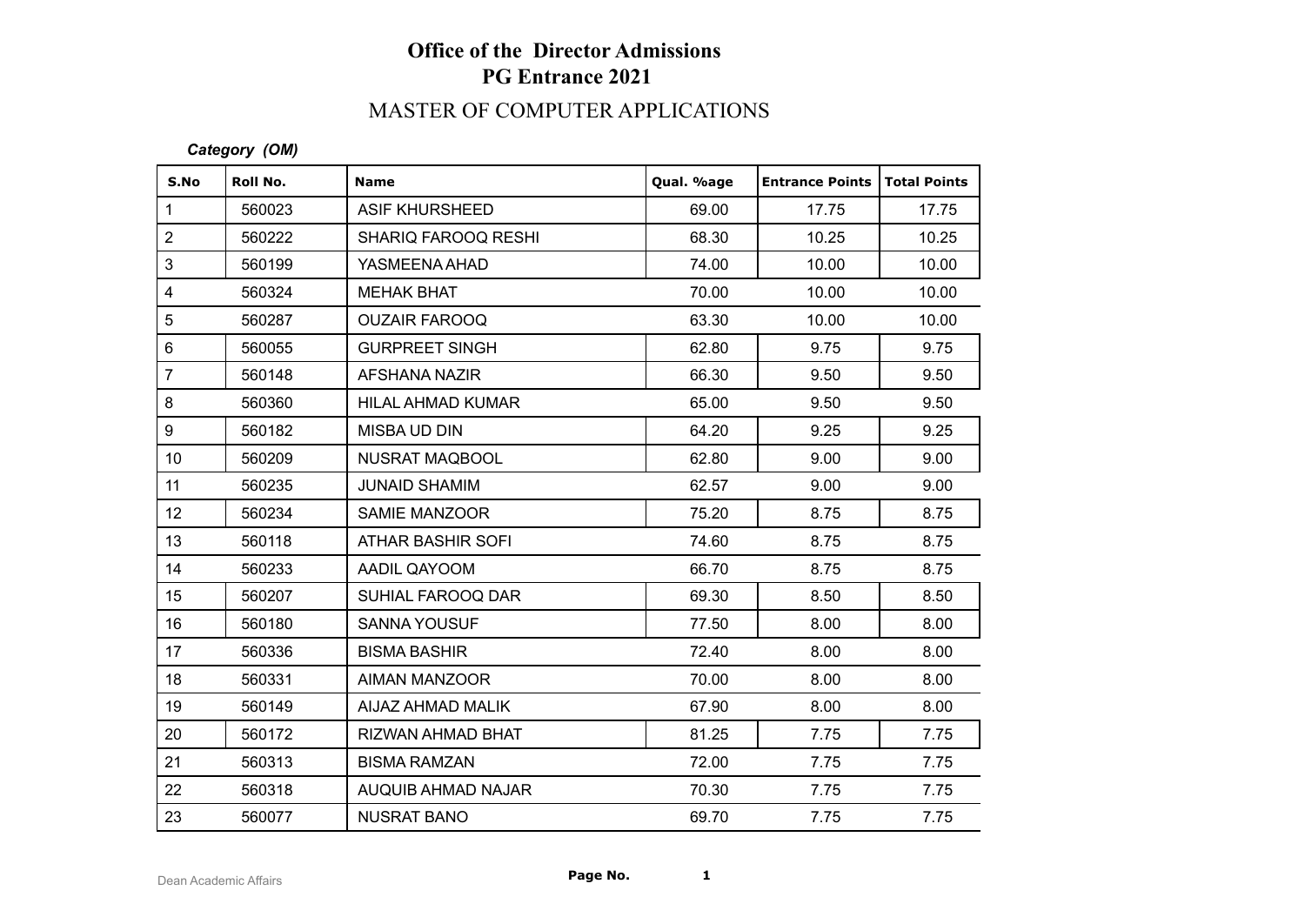# Office of the Director Admissions
## PG Entrance 2021

## MASTER OF COMPUTER APPLICATIONS

***Category (OM)***

| S.No | Roll No. | Name | Qual. %age | Entrance Points | Total Points |
|---|---|---|---|---|---|
| 1 | 560023 | ASIF KHURSHEED | 69.00 | 17.75 | 17.75 |
| 2 | 560222 | SHARIQ FAROOQ RESHI | 68.30 | 10.25 | 10.25 |
| 3 | 560199 | YASMEENA AHAD | 74.00 | 10.00 | 10.00 |
| 4 | 560324 | MEHAK BHAT | 70.00 | 10.00 | 10.00 |
| 5 | 560287 | OUZAIR FAROOQ | 63.30 | 10.00 | 10.00 |
| 6 | 560055 | GURPREET SINGH | 62.80 | 9.75 | 9.75 |
| 7 | 560148 | AFSHANA NAZIR | 66.30 | 9.50 | 9.50 |
| 8 | 560360 | HILAL AHMAD KUMAR | 65.00 | 9.50 | 9.50 |
| 9 | 560182 | MISBA UD DIN | 64.20 | 9.25 | 9.25 |
| 10 | 560209 | NUSRAT MAQBOOL | 62.80 | 9.00 | 9.00 |
| 11 | 560235 | JUNAID SHAMIM | 62.57 | 9.00 | 9.00 |
| 12 | 560234 | SAMIE MANZOOR | 75.20 | 8.75 | 8.75 |
| 13 | 560118 | ATHAR BASHIR SOFI | 74.60 | 8.75 | 8.75 |
| 14 | 560233 | AADIL QAYOOM | 66.70 | 8.75 | 8.75 |
| 15 | 560207 | SUHIAL FAROOQ DAR | 69.30 | 8.50 | 8.50 |
| 16 | 560180 | SANNA YOUSUF | 77.50 | 8.00 | 8.00 |
| 17 | 560336 | BISMA BASHIR | 72.40 | 8.00 | 8.00 |
| 18 | 560331 | AIMAN MANZOOR | 70.00 | 8.00 | 8.00 |
| 19 | 560149 | AIJAZ AHMAD MALIK | 67.90 | 8.00 | 8.00 |
| 20 | 560172 | RIZWAN AHMAD BHAT | 81.25 | 7.75 | 7.75 |
| 21 | 560313 | BISMA RAMZAN | 72.00 | 7.75 | 7.75 |
| 22 | 560318 | AUQUIB AHMAD NAJAR | 70.30 | 7.75 | 7.75 |
| 23 | 560077 | NUSRAT BANO | 69.70 | 7.75 | 7.75 |

Dean Academic Affairs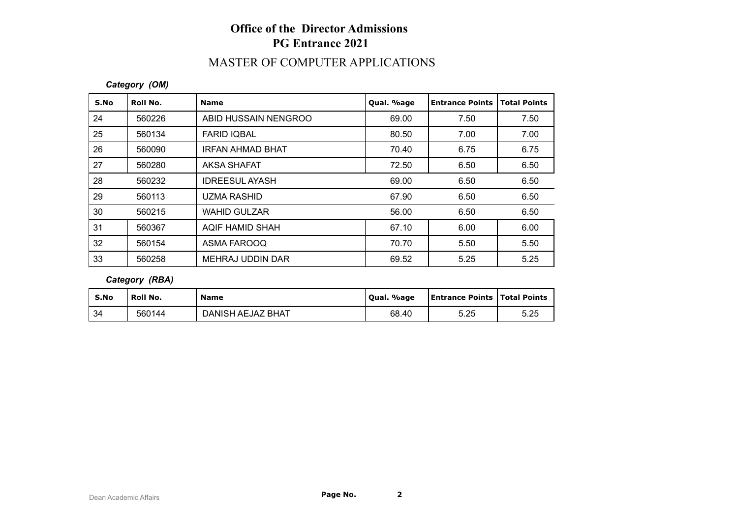# Office of the Director Admissions
## PG Entrance 2021

## MASTER OF COMPUTER APPLICATIONS

*Category (OM)*

| S.No | Roll No. | Name | Qual. %age | Entrance Points | Total Points |
|---|---|---|---|---|---|
| 24 | 560226 | ABID HUSSAIN NENGROO | 69.00 | 7.50 | 7.50 |
| 25 | 560134 | FARID IQBAL | 80.50 | 7.00 | 7.00 |
| 26 | 560090 | IRFAN AHMAD BHAT | 70.40 | 6.75 | 6.75 |
| 27 | 560280 | AKSA SHAFAT | 72.50 | 6.50 | 6.50 |
| 28 | 560232 | IDREESUL AYASH | 69.00 | 6.50 | 6.50 |
| 29 | 560113 | UZMA RASHID | 67.90 | 6.50 | 6.50 |
| 30 | 560215 | WAHID GULZAR | 56.00 | 6.50 | 6.50 |
| 31 | 560367 | AQIF HAMID SHAH | 67.10 | 6.00 | 6.00 |
| 32 | 560154 | ASMA FAROOQ | 70.70 | 5.50 | 5.50 |
| 33 | 560258 | MEHRAJ UDDIN DAR | 69.52 | 5.25 | 5.25 |

*Category (RBA)*

| S.No | Roll No. | Name | Qual. %age | Entrance Points | Total Points |
|---|---|---|---|---|---|
| 34 | 560144 | DANISH AEJAZ BHAT | 68.40 | 5.25 | 5.25 |

Dean Academic Affairs